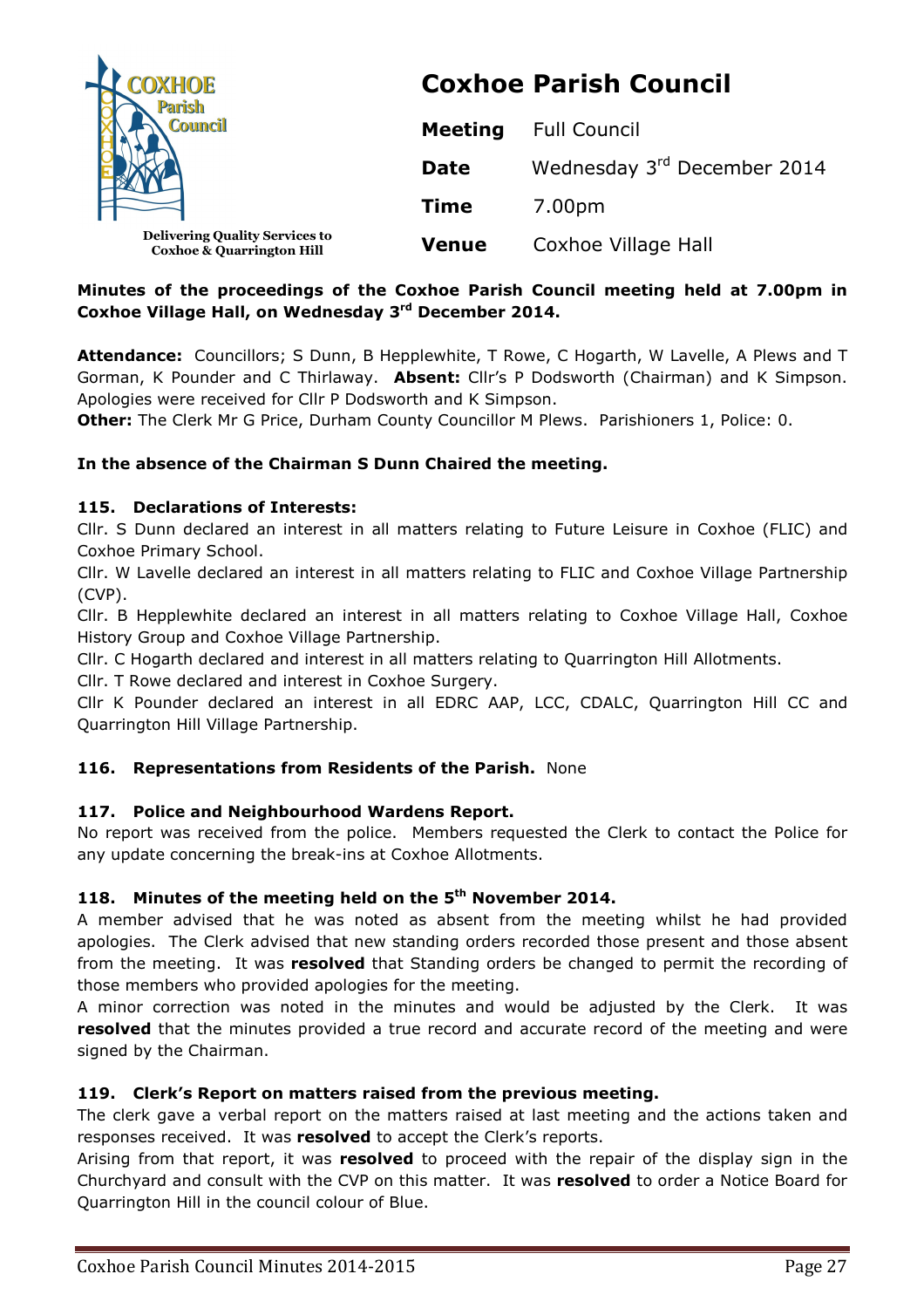COXHOE Parish Council

Delivering Quality Services to Coxhoe & Quarrington Hill

# Coxhoe Parish Council

| | |
|---|---|
| **Meeting** | Full Council |
| **Date** | Wednesday 3rd December 2014 |
| **Time** | 7.00pm |
| **Venue** | Coxhoe Village Hall |

**Minutes of the proceedings of the Coxhoe Parish Council meeting held at 7.00pm in Coxhoe Village Hall, on Wednesday 3rd December 2014.**

**Attendance:** Councillors; S Dunn, B Hepplewhite, T Rowe, C Hogarth, W Lavelle, A Plews and T Gorman, K Pounder and C Thirlaway. **Absent:** Cllr's P Dodsworth (Chairman) and K Simpson. Apologies were received for Cllr P Dodsworth and K Simpson.
**Other:** The Clerk Mr G Price, Durham County Councillor M Plews. Parishioners 1, Police: 0.

**In the absence of the Chairman S Dunn Chaired the meeting.**

### 115. Declarations of Interests:

Cllr. S Dunn declared an interest in all matters relating to Future Leisure in Coxhoe (FLIC) and Coxhoe Primary School.
Cllr. W Lavelle declared an interest in all matters relating to FLIC and Coxhoe Village Partnership (CVP).
Cllr. B Hepplewhite declared an interest in all matters relating to Coxhoe Village Hall, Coxhoe History Group and Coxhoe Village Partnership.
Cllr. C Hogarth declared and interest in all matters relating to Quarrington Hill Allotments.
Cllr. T Rowe declared and interest in Coxhoe Surgery.
Cllr K Pounder declared an interest in all EDRC AAP, LCC, CDALC, Quarrington Hill CC and Quarrington Hill Village Partnership.

### 116. Representations from Residents of the Parish. None

### 117. Police and Neighbourhood Wardens Report.

No report was received from the police. Members requested the Clerk to contact the Police for any update concerning the break-ins at Coxhoe Allotments.

### 118. Minutes of the meeting held on the 5th November 2014.

A member advised that he was noted as absent from the meeting whilst he had provided apologies. The Clerk advised that new standing orders recorded those present and those absent from the meeting. It was **resolved** that Standing orders be changed to permit the recording of those members who provided apologies for the meeting.
A minor correction was noted in the minutes and would be adjusted by the Clerk. It was **resolved** that the minutes provided a true record and accurate record of the meeting and were signed by the Chairman.

### 119. Clerk's Report on matters raised from the previous meeting.

The clerk gave a verbal report on the matters raised at last meeting and the actions taken and responses received. It was **resolved** to accept the Clerk's reports.
Arising from that report, it was **resolved** to proceed with the repair of the display sign in the Churchyard and consult with the CVP on this matter. It was **resolved** to order a Notice Board for Quarrington Hill in the council colour of Blue.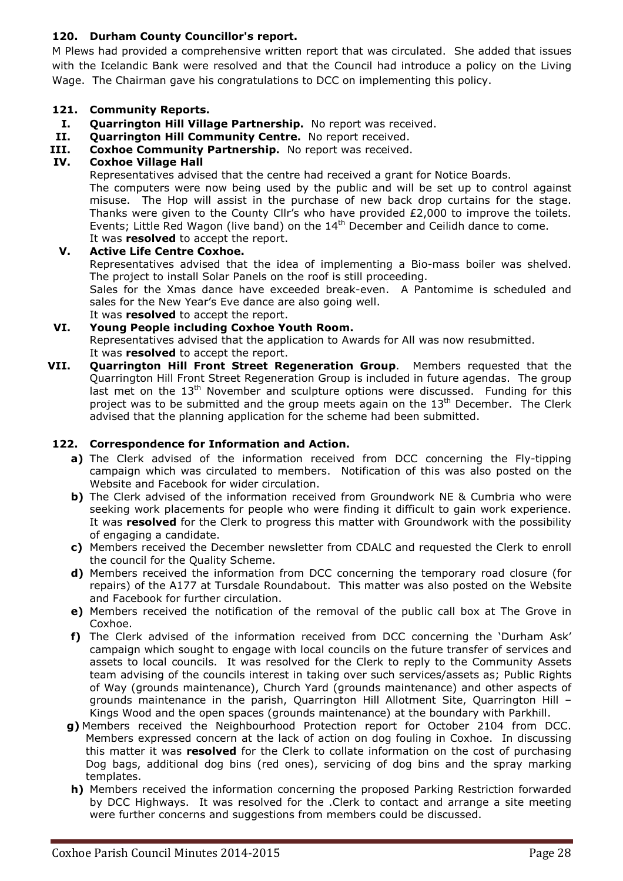## 120. Durham County Councillor's report.

M Plews had provided a comprehensive written report that was circulated. She added that issues with the Icelandic Bank were resolved and that the Council had introduce a policy on the Living Wage. The Chairman gave his congratulations to DCC on implementing this policy.

## 121. Community Reports.

**I. Quarrington Hill Village Partnership.** No report was received.

**II. Quarrington Hill Community Centre.** No report received.

**III. Coxhoe Community Partnership.** No report was received.

**IV. Coxhoe Village Hall**

Representatives advised that the centre had received a grant for Notice Boards.
The computers were now being used by the public and will be set up to control against misuse. The Hop will assist in the purchase of new back drop curtains for the stage. Thanks were given to the County Cllr's who have provided £2,000 to improve the toilets. Events; Little Red Wagon (live band) on the 14th December and Ceilidh dance to come.
It was **resolved** to accept the report.

**V. Active Life Centre Coxhoe.**

Representatives advised that the idea of implementing a Bio-mass boiler was shelved. The project to install Solar Panels on the roof is still proceeding.
Sales for the Xmas dance have exceeded break-even. A Pantomime is scheduled and sales for the New Year's Eve dance are also going well.
It was **resolved** to accept the report.

**VI. Young People including Coxhoe Youth Room.**

Representatives advised that the application to Awards for All was now resubmitted.
It was **resolved** to accept the report.

**VII. Quarrington Hill Front Street Regeneration Group**. Members requested that the Quarrington Hill Front Street Regeneration Group is included in future agendas. The group last met on the 13th November and sculpture options were discussed. Funding for this project was to be submitted and the group meets again on the 13th December. The Clerk advised that the planning application for the scheme had been submitted.

## 122. Correspondence for Information and Action.

**a)** The Clerk advised of the information received from DCC concerning the Fly-tipping campaign which was circulated to members. Notification of this was also posted on the Website and Facebook for wider circulation.

**b)** The Clerk advised of the information received from Groundwork NE & Cumbria who were seeking work placements for people who were finding it difficult to gain work experience. It was **resolved** for the Clerk to progress this matter with Groundwork with the possibility of engaging a candidate.

**c)** Members received the December newsletter from CDALC and requested the Clerk to enroll the council for the Quality Scheme.

**d)** Members received the information from DCC concerning the temporary road closure (for repairs) of the A177 at Tursdale Roundabout. This matter was also posted on the Website and Facebook for further circulation.

**e)** Members received the notification of the removal of the public call box at The Grove in Coxhoe.

**f)** The Clerk advised of the information received from DCC concerning the 'Durham Ask' campaign which sought to engage with local councils on the future transfer of services and assets to local councils. It was resolved for the Clerk to reply to the Community Assets team advising of the councils interest in taking over such services/assets as; Public Rights of Way (grounds maintenance), Church Yard (grounds maintenance) and other aspects of grounds maintenance in the parish, Quarrington Hill Allotment Site, Quarrington Hill – Kings Wood and the open spaces (grounds maintenance) at the boundary with Parkhill.

**g)** Members received the Neighbourhood Protection report for October 2104 from DCC. Members expressed concern at the lack of action on dog fouling in Coxhoe. In discussing this matter it was **resolved** for the Clerk to collate information on the cost of purchasing Dog bags, additional dog bins (red ones), servicing of dog bins and the spray marking templates.

**h)** Members received the information concerning the proposed Parking Restriction forwarded by DCC Highways. It was resolved for the .Clerk to contact and arrange a site meeting were further concerns and suggestions from members could be discussed.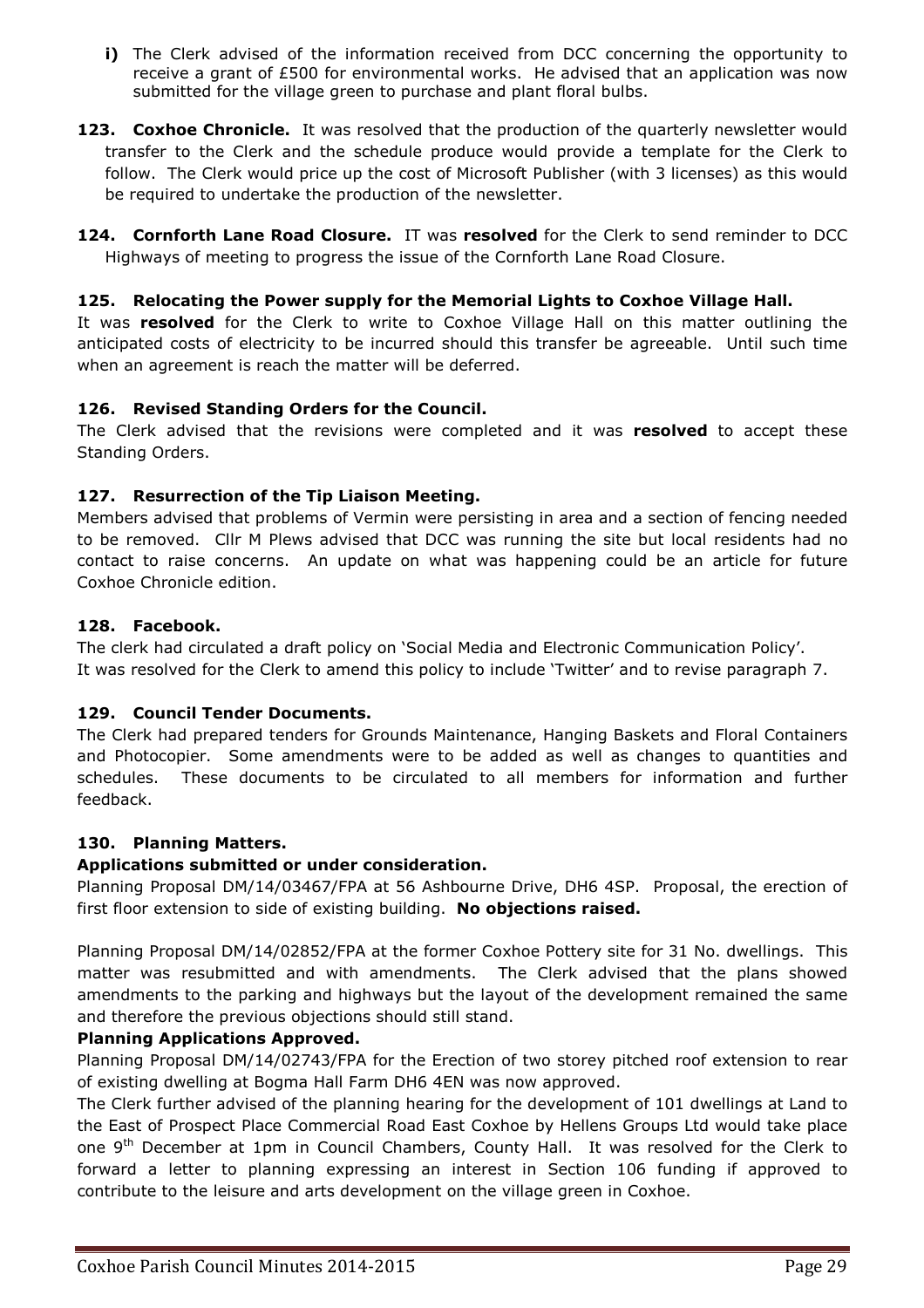**i)** The Clerk advised of the information received from DCC concerning the opportunity to receive a grant of £500 for environmental works. He advised that an application was now submitted for the village green to purchase and plant floral bulbs.

**123. Coxhoe Chronicle.** It was resolved that the production of the quarterly newsletter would transfer to the Clerk and the schedule produce would provide a template for the Clerk to follow. The Clerk would price up the cost of Microsoft Publisher (with 3 licenses) as this would be required to undertake the production of the newsletter.

**124. Cornforth Lane Road Closure.** IT was **resolved** for the Clerk to send reminder to DCC Highways of meeting to progress the issue of the Cornforth Lane Road Closure.

**125. Relocating the Power supply for the Memorial Lights to Coxhoe Village Hall.**

It was **resolved** for the Clerk to write to Coxhoe Village Hall on this matter outlining the anticipated costs of electricity to be incurred should this transfer be agreeable. Until such time when an agreement is reach the matter will be deferred.

**126. Revised Standing Orders for the Council.**

The Clerk advised that the revisions were completed and it was **resolved** to accept these Standing Orders.

**127. Resurrection of the Tip Liaison Meeting.**

Members advised that problems of Vermin were persisting in area and a section of fencing needed to be removed. Cllr M Plews advised that DCC was running the site but local residents had no contact to raise concerns. An update on what was happening could be an article for future Coxhoe Chronicle edition.

**128. Facebook.**

The clerk had circulated a draft policy on 'Social Media and Electronic Communication Policy'.
It was resolved for the Clerk to amend this policy to include 'Twitter' and to revise paragraph 7.

**129. Council Tender Documents.**

The Clerk had prepared tenders for Grounds Maintenance, Hanging Baskets and Floral Containers and Photocopier. Some amendments were to be added as well as changes to quantities and schedules. These documents to be circulated to all members for information and further feedback.

**130. Planning Matters.**

**Applications submitted or under consideration.**

Planning Proposal DM/14/03467/FPA at 56 Ashbourne Drive, DH6 4SP. Proposal, the erection of first floor extension to side of existing building. **No objections raised.**

Planning Proposal DM/14/02852/FPA at the former Coxhoe Pottery site for 31 No. dwellings. This matter was resubmitted and with amendments. The Clerk advised that the plans showed amendments to the parking and highways but the layout of the development remained the same and therefore the previous objections should still stand.

**Planning Applications Approved.**

Planning Proposal DM/14/02743/FPA for the Erection of two storey pitched roof extension to rear of existing dwelling at Bogma Hall Farm DH6 4EN was now approved.

The Clerk further advised of the planning hearing for the development of 101 dwellings at Land to the East of Prospect Place Commercial Road East Coxhoe by Hellens Groups Ltd would take place one 9th December at 1pm in Council Chambers, County Hall. It was resolved for the Clerk to forward a letter to planning expressing an interest in Section 106 funding if approved to contribute to the leisure and arts development on the village green in Coxhoe.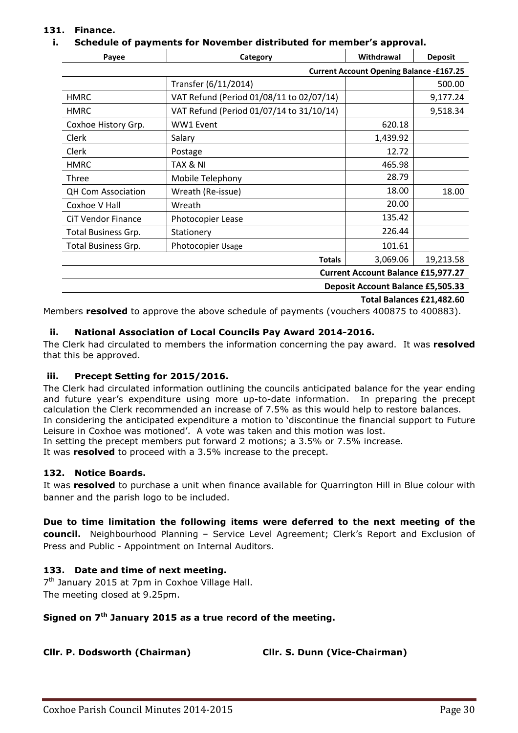## 131. Finance.

### i. Schedule of payments for November distributed for member's approval.

| Payee | Category | Withdrawal | Deposit |
|---|---|---|---|
| | | **Current Account Opening Balance -£167.25** | |
| | Transfer (6/11/2014) | | 500.00 |
| HMRC | VAT Refund (Period 01/08/11 to 02/07/14) | | 9,177.24 |
| HMRC | VAT Refund (Period 01/07/14 to 31/10/14) | | 9,518.34 |
| Coxhoe History Grp. | WW1 Event | 620.18 | |
| Clerk | Salary | 1,439.92 | |
| Clerk | Postage | 12.72 | |
| HMRC | TAX & NI | 465.98 | |
| Three | Mobile Telephony | 28.79 | |
| QH Com Association | Wreath (Re-issue) | 18.00 | 18.00 |
| Coxhoe V Hall | Wreath | 20.00 | |
| CiT Vendor Finance | Photocopier Lease | 135.42 | |
| Total Business Grp. | Stationery | 226.44 | |
| Total Business Grp. | Photocopier Usage | 101.61 | |
| | **Totals** | 3,069.06 | 19,213.58 |
| | | **Current Account Balance £15,977.27** | |
| | | **Deposit Account Balance £5,505.33** | |
| | | **Total Balances £21,482.60** | |

Members **resolved** to approve the above schedule of payments (vouchers 400875 to 400883).

### ii. National Association of Local Councils Pay Award 2014-2016.

The Clerk had circulated to members the information concerning the pay award. It was **resolved** that this be approved.

### iii. Precept Setting for 2015/2016.

The Clerk had circulated information outlining the councils anticipated balance for the year ending and future year's expenditure using more up-to-date information. In preparing the precept calculation the Clerk recommended an increase of 7.5% as this would help to restore balances.
In considering the anticipated expenditure a motion to 'discontinue the financial support to Future Leisure in Coxhoe was motioned'. A vote was taken and this motion was lost.
In setting the precept members put forward 2 motions; a 3.5% or 7.5% increase.
It was **resolved** to proceed with a 3.5% increase to the precept.

## 132. Notice Boards.

It was **resolved** to purchase a unit when finance available for Quarrington Hill in Blue colour with banner and the parish logo to be included.

**Due to time limitation the following items were deferred to the next meeting of the council.** Neighbourhood Planning – Service Level Agreement; Clerk's Report and Exclusion of Press and Public - Appointment on Internal Auditors.

## 133. Date and time of next meeting.

7th January 2015 at 7pm in Coxhoe Village Hall.
The meeting closed at 9.25pm.

**Signed on 7th January 2015 as a true record of the meeting.**

**Cllr. P. Dodsworth (Chairman)** **Cllr. S. Dunn (Vice-Chairman)**